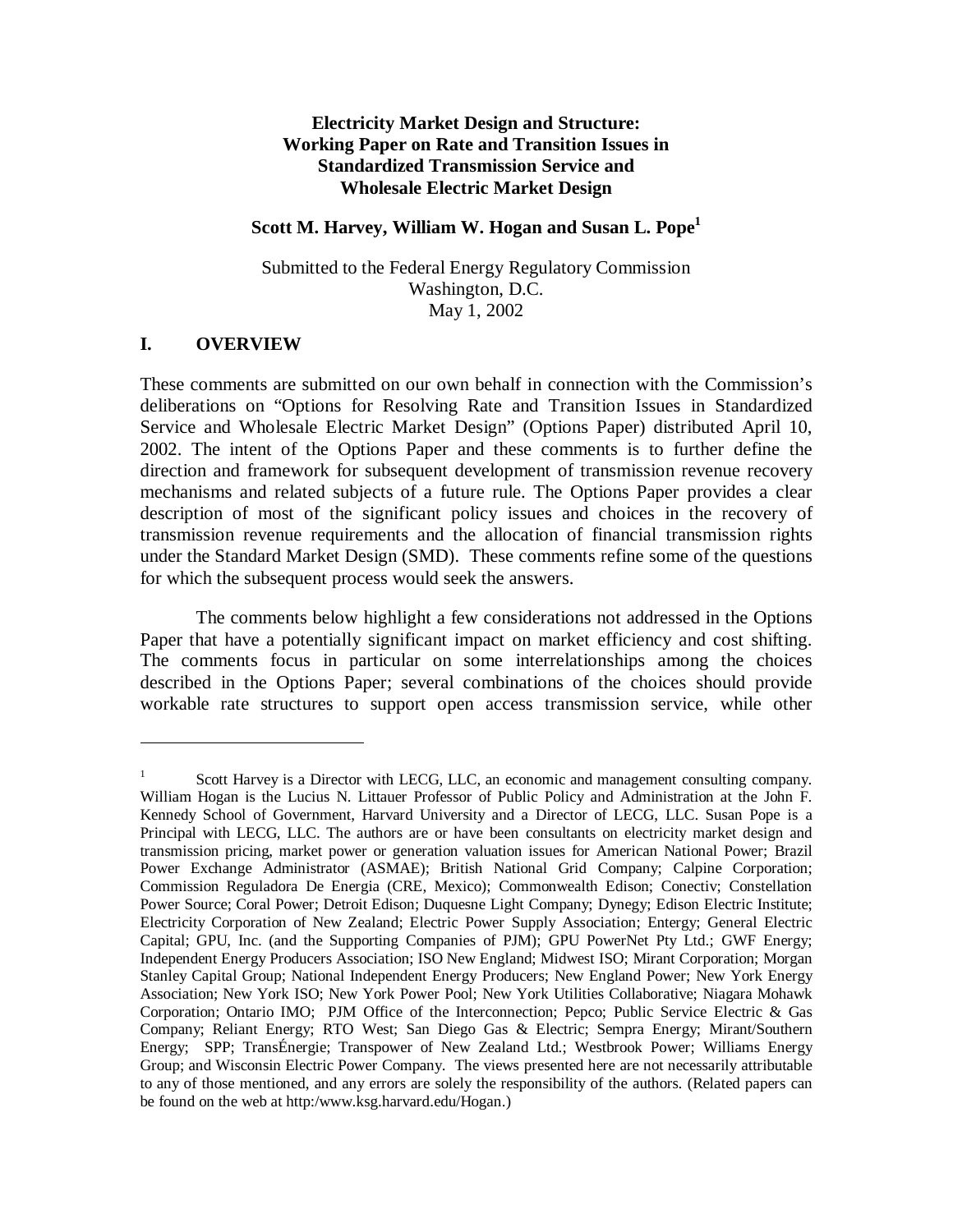# Electricity Market Design and Structure: Working Paper on Rate and Transition Issues in Standardized Transmission Service and Wholesale Electric Market Design

**Scott M. Harvey, William W. Hogan and Susan L. Pope[1]**

Submitted to the Federal Energy Regulatory Commission
Washington, D.C.
May 1, 2002

## I. OVERVIEW

These comments are submitted on our own behalf in connection with the Commission's deliberations on "Options for Resolving Rate and Transition Issues in Standardized Service and Wholesale Electric Market Design" (Options Paper) distributed April 10, 2002. The intent of the Options Paper and these comments is to further define the direction and framework for subsequent development of transmission revenue recovery mechanisms and related subjects of a future rule. The Options Paper provides a clear description of most of the significant policy issues and choices in the recovery of transmission revenue requirements and the allocation of financial transmission rights under the Standard Market Design (SMD). These comments refine some of the questions for which the subsequent process would seek the answers.

The comments below highlight a few considerations not addressed in the Options Paper that have a potentially significant impact on market efficiency and cost shifting. The comments focus in particular on some interrelationships among the choices described in the Options Paper; several combinations of the choices should provide workable rate structures to support open access transmission service, while other

---

[1] Scott Harvey is a Director with LECG, LLC, an economic and management consulting company. William Hogan is the Lucius N. Littauer Professor of Public Policy and Administration at the John F. Kennedy School of Government, Harvard University and a Director of LECG, LLC. Susan Pope is a Principal with LECG, LLC. The authors are or have been consultants on electricity market design and transmission pricing, market power or generation valuation issues for American National Power; Brazil Power Exchange Administrator (ASMAE); British National Grid Company; Calpine Corporation; Commission Reguladora De Energia (CRE, Mexico); Commonwealth Edison; Conectiv; Constellation Power Source; Coral Power; Detroit Edison; Duquesne Light Company; Dynegy; Edison Electric Institute; Electricity Corporation of New Zealand; Electric Power Supply Association; Entergy; General Electric Capital; GPU, Inc. (and the Supporting Companies of PJM); GPU PowerNet Pty Ltd.; GWF Energy; Independent Energy Producers Association; ISO New England; Midwest ISO; Mirant Corporation; Morgan Stanley Capital Group; National Independent Energy Producers; New England Power; New York Energy Association; New York ISO; New York Power Pool; New York Utilities Collaborative; Niagara Mohawk Corporation; Ontario IMO; PJM Office of the Interconnection; Pepco; Public Service Electric & Gas Company; Reliant Energy; RTO West; San Diego Gas & Electric; Sempra Energy; Mirant/Southern Energy; SPP; TransÉnergie; Transpower of New Zealand Ltd.; Westbrook Power; Williams Energy Group; and Wisconsin Electric Power Company. The views presented here are not necessarily attributable to any of those mentioned, and any errors are solely the responsibility of the authors. (Related papers can be found on the web at http:/www.ksg.harvard.edu/Hogan.)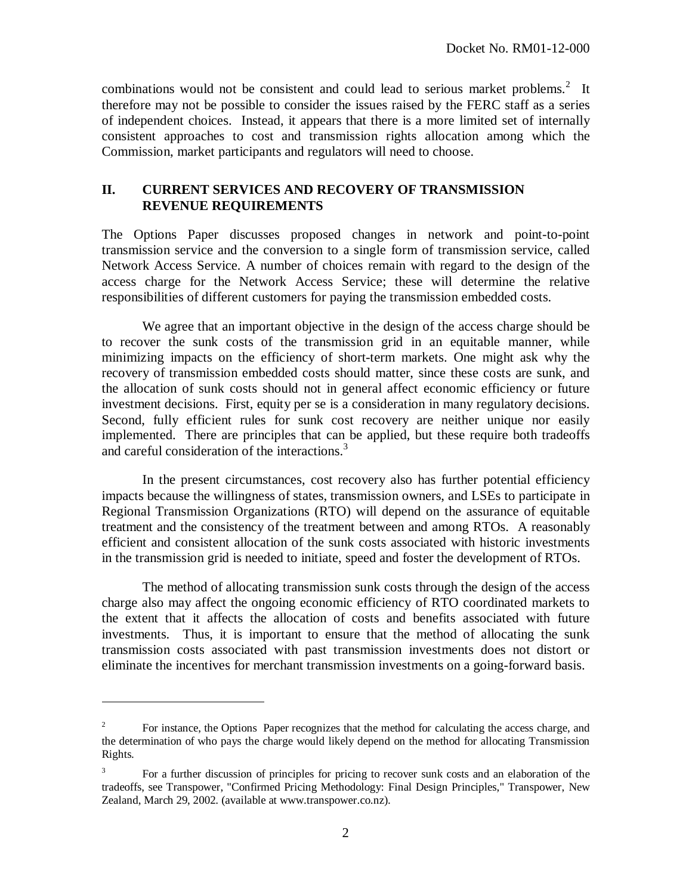combinations would not be consistent and could lead to serious market problems.[2] It therefore may not be possible to consider the issues raised by the FERC staff as a series of independent choices. Instead, it appears that there is a more limited set of internally consistent approaches to cost and transmission rights allocation among which the Commission, market participants and regulators will need to choose.

## II. CURRENT SERVICES AND RECOVERY OF TRANSMISSION REVENUE REQUIREMENTS

The Options Paper discusses proposed changes in network and point-to-point transmission service and the conversion to a single form of transmission service, called Network Access Service. A number of choices remain with regard to the design of the access charge for the Network Access Service; these will determine the relative responsibilities of different customers for paying the transmission embedded costs.

We agree that an important objective in the design of the access charge should be to recover the sunk costs of the transmission grid in an equitable manner, while minimizing impacts on the efficiency of short-term markets. One might ask why the recovery of transmission embedded costs should matter, since these costs are sunk, and the allocation of sunk costs should not in general affect economic efficiency or future investment decisions. First, equity per se is a consideration in many regulatory decisions. Second, fully efficient rules for sunk cost recovery are neither unique nor easily implemented. There are principles that can be applied, but these require both tradeoffs and careful consideration of the interactions.[3]

In the present circumstances, cost recovery also has further potential efficiency impacts because the willingness of states, transmission owners, and LSEs to participate in Regional Transmission Organizations (RTO) will depend on the assurance of equitable treatment and the consistency of the treatment between and among RTOs. A reasonably efficient and consistent allocation of the sunk costs associated with historic investments in the transmission grid is needed to initiate, speed and foster the development of RTOs.

The method of allocating transmission sunk costs through the design of the access charge also may affect the ongoing economic efficiency of RTO coordinated markets to the extent that it affects the allocation of costs and benefits associated with future investments. Thus, it is important to ensure that the method of allocating the sunk transmission costs associated with past transmission investments does not distort or eliminate the incentives for merchant transmission investments on a going-forward basis.

---

[2] For instance, the Options Paper recognizes that the method for calculating the access charge, and the determination of who pays the charge would likely depend on the method for allocating Transmission Rights.

[3] For a further discussion of principles for pricing to recover sunk costs and an elaboration of the tradeoffs, see Transpower, "Confirmed Pricing Methodology: Final Design Principles," Transpower, New Zealand, March 29, 2002. (available at www.transpower.co.nz).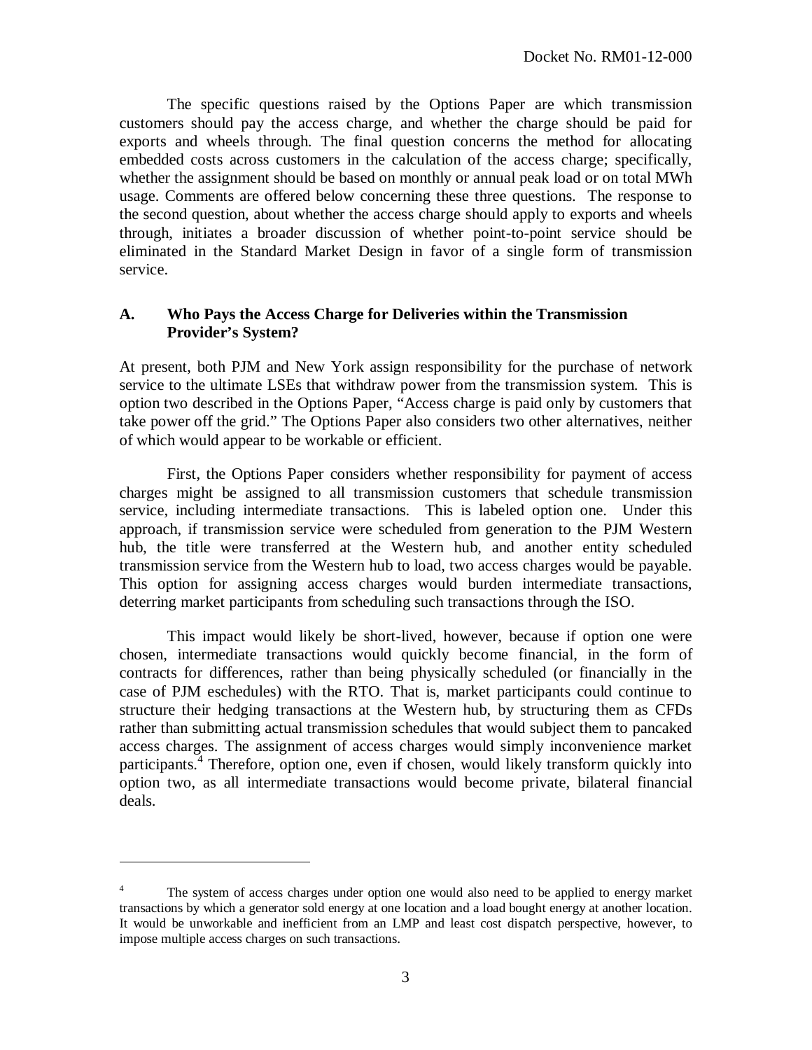The specific questions raised by the Options Paper are which transmission customers should pay the access charge, and whether the charge should be paid for exports and wheels through. The final question concerns the method for allocating embedded costs across customers in the calculation of the access charge; specifically, whether the assignment should be based on monthly or annual peak load or on total MWh usage. Comments are offered below concerning these three questions. The response to the second question, about whether the access charge should apply to exports and wheels through, initiates a broader discussion of whether point-to-point service should be eliminated in the Standard Market Design in favor of a single form of transmission service.

### A. Who Pays the Access Charge for Deliveries within the Transmission Provider's System?

At present, both PJM and New York assign responsibility for the purchase of network service to the ultimate LSEs that withdraw power from the transmission system. This is option two described in the Options Paper, "Access charge is paid only by customers that take power off the grid." The Options Paper also considers two other alternatives, neither of which would appear to be workable or efficient.

First, the Options Paper considers whether responsibility for payment of access charges might be assigned to all transmission customers that schedule transmission service, including intermediate transactions. This is labeled option one. Under this approach, if transmission service were scheduled from generation to the PJM Western hub, the title were transferred at the Western hub, and another entity scheduled transmission service from the Western hub to load, two access charges would be payable. This option for assigning access charges would burden intermediate transactions, deterring market participants from scheduling such transactions through the ISO.

This impact would likely be short-lived, however, because if option one were chosen, intermediate transactions would quickly become financial, in the form of contracts for differences, rather than being physically scheduled (or financially in the case of PJM eschedules) with the RTO. That is, market participants could continue to structure their hedging transactions at the Western hub, by structuring them as CFDs rather than submitting actual transmission schedules that would subject them to pancaked access charges. The assignment of access charges would simply inconvenience market participants.[4] Therefore, option one, even if chosen, would likely transform quickly into option two, as all intermediate transactions would become private, bilateral financial deals.

---

[4] The system of access charges under option one would also need to be applied to energy market transactions by which a generator sold energy at one location and a load bought energy at another location. It would be unworkable and inefficient from an LMP and least cost dispatch perspective, however, to impose multiple access charges on such transactions.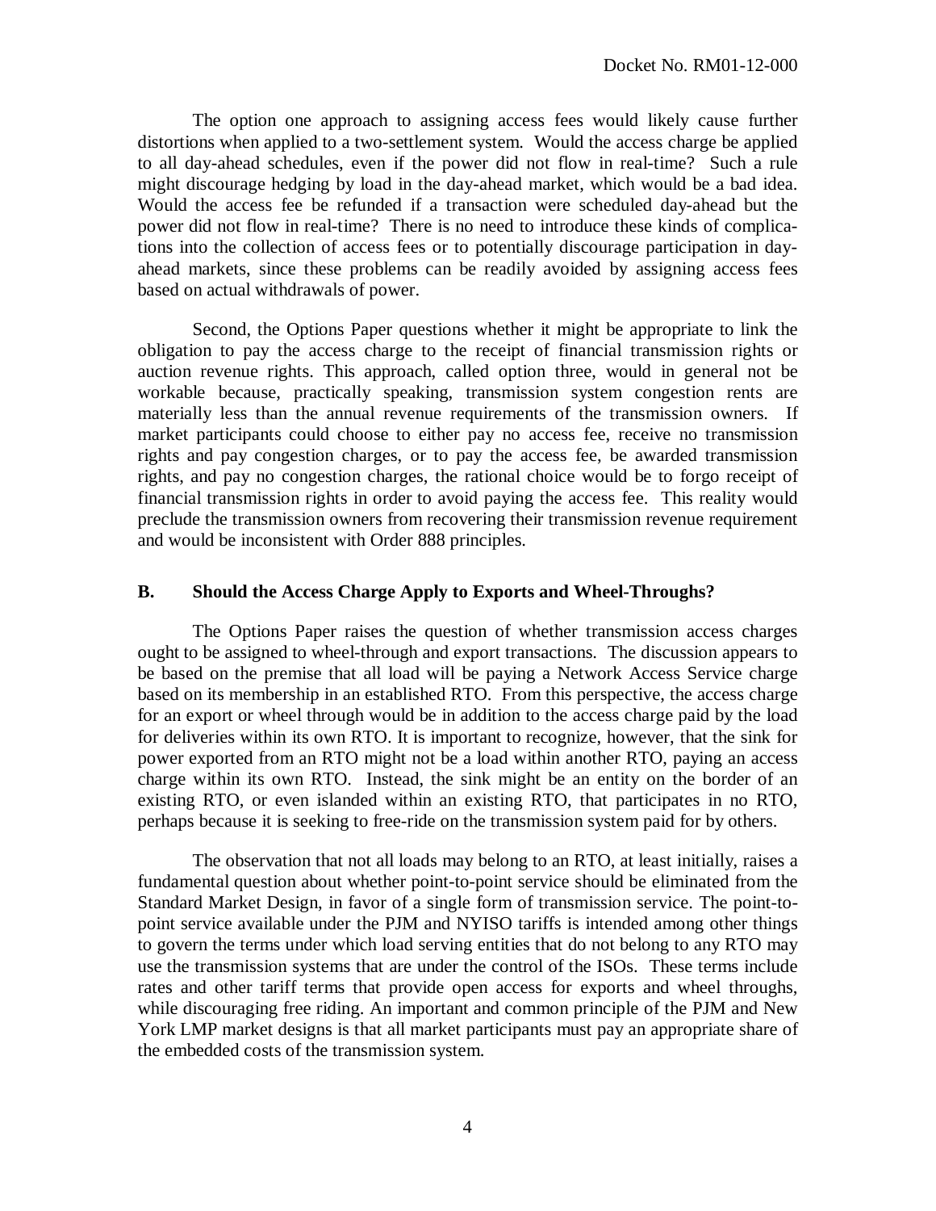The option one approach to assigning access fees would likely cause further distortions when applied to a two-settlement system. Would the access charge be applied to all day-ahead schedules, even if the power did not flow in real-time? Such a rule might discourage hedging by load in the day-ahead market, which would be a bad idea. Would the access fee be refunded if a transaction were scheduled day-ahead but the power did not flow in real-time? There is no need to introduce these kinds of complications into the collection of access fees or to potentially discourage participation in day-ahead markets, since these problems can be readily avoided by assigning access fees based on actual withdrawals of power.

Second, the Options Paper questions whether it might be appropriate to link the obligation to pay the access charge to the receipt of financial transmission rights or auction revenue rights. This approach, called option three, would in general not be workable because, practically speaking, transmission system congestion rents are materially less than the annual revenue requirements of the transmission owners. If market participants could choose to either pay no access fee, receive no transmission rights and pay congestion charges, or to pay the access fee, be awarded transmission rights, and pay no congestion charges, the rational choice would be to forgo receipt of financial transmission rights in order to avoid paying the access fee. This reality would preclude the transmission owners from recovering their transmission revenue requirement and would be inconsistent with Order 888 principles.

## B. Should the Access Charge Apply to Exports and Wheel-Throughs?

The Options Paper raises the question of whether transmission access charges ought to be assigned to wheel-through and export transactions. The discussion appears to be based on the premise that all load will be paying a Network Access Service charge based on its membership in an established RTO. From this perspective, the access charge for an export or wheel through would be in addition to the access charge paid by the load for deliveries within its own RTO. It is important to recognize, however, that the sink for power exported from an RTO might not be a load within another RTO, paying an access charge within its own RTO. Instead, the sink might be an entity on the border of an existing RTO, or even islanded within an existing RTO, that participates in no RTO, perhaps because it is seeking to free-ride on the transmission system paid for by others.

The observation that not all loads may belong to an RTO, at least initially, raises a fundamental question about whether point-to-point service should be eliminated from the Standard Market Design, in favor of a single form of transmission service. The point-to-point service available under the PJM and NYISO tariffs is intended among other things to govern the terms under which load serving entities that do not belong to any RTO may use the transmission systems that are under the control of the ISOs. These terms include rates and other tariff terms that provide open access for exports and wheel throughs, while discouraging free riding. An important and common principle of the PJM and New York LMP market designs is that all market participants must pay an appropriate share of the embedded costs of the transmission system.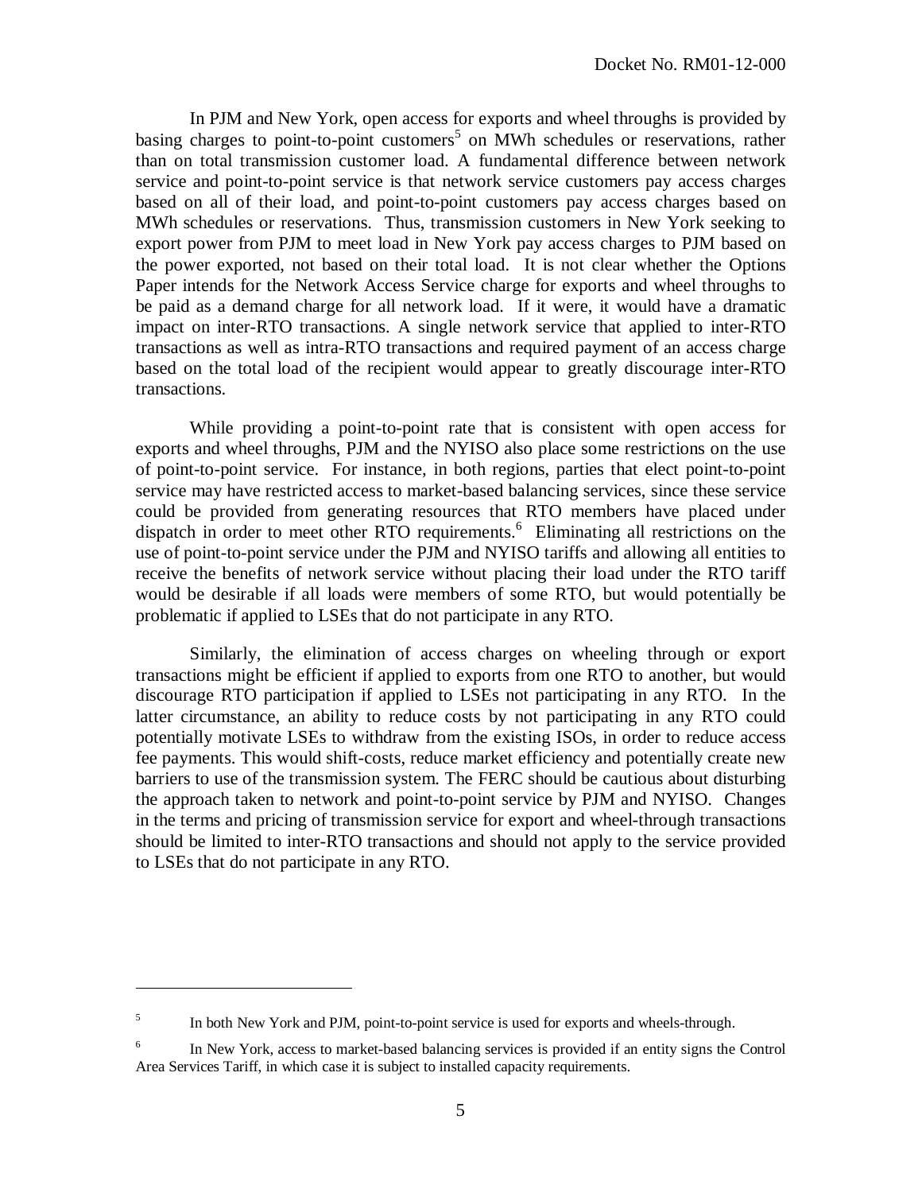In PJM and New York, open access for exports and wheel throughs is provided by basing charges to point-to-point customers[5] on MWh schedules or reservations, rather than on total transmission customer load. A fundamental difference between network service and point-to-point service is that network service customers pay access charges based on all of their load, and point-to-point customers pay access charges based on MWh schedules or reservations. Thus, transmission customers in New York seeking to export power from PJM to meet load in New York pay access charges to PJM based on the power exported, not based on their total load. It is not clear whether the Options Paper intends for the Network Access Service charge for exports and wheel throughs to be paid as a demand charge for all network load. If it were, it would have a dramatic impact on inter-RTO transactions. A single network service that applied to inter-RTO transactions as well as intra-RTO transactions and required payment of an access charge based on the total load of the recipient would appear to greatly discourage inter-RTO transactions.

While providing a point-to-point rate that is consistent with open access for exports and wheel throughs, PJM and the NYISO also place some restrictions on the use of point-to-point service. For instance, in both regions, parties that elect point-to-point service may have restricted access to market-based balancing services, since these service could be provided from generating resources that RTO members have placed under dispatch in order to meet other RTO requirements.[6] Eliminating all restrictions on the use of point-to-point service under the PJM and NYISO tariffs and allowing all entities to receive the benefits of network service without placing their load under the RTO tariff would be desirable if all loads were members of some RTO, but would potentially be problematic if applied to LSEs that do not participate in any RTO.

Similarly, the elimination of access charges on wheeling through or export transactions might be efficient if applied to exports from one RTO to another, but would discourage RTO participation if applied to LSEs not participating in any RTO. In the latter circumstance, an ability to reduce costs by not participating in any RTO could potentially motivate LSEs to withdraw from the existing ISOs, in order to reduce access fee payments. This would shift-costs, reduce market efficiency and potentially create new barriers to use of the transmission system. The FERC should be cautious about disturbing the approach taken to network and point-to-point service by PJM and NYISO. Changes in the terms and pricing of transmission service for export and wheel-through transactions should be limited to inter-RTO transactions and should not apply to the service provided to LSEs that do not participate in any RTO.

---

[5] In both New York and PJM, point-to-point service is used for exports and wheels-through.

[6] In New York, access to market-based balancing services is provided if an entity signs the Control Area Services Tariff, in which case it is subject to installed capacity requirements.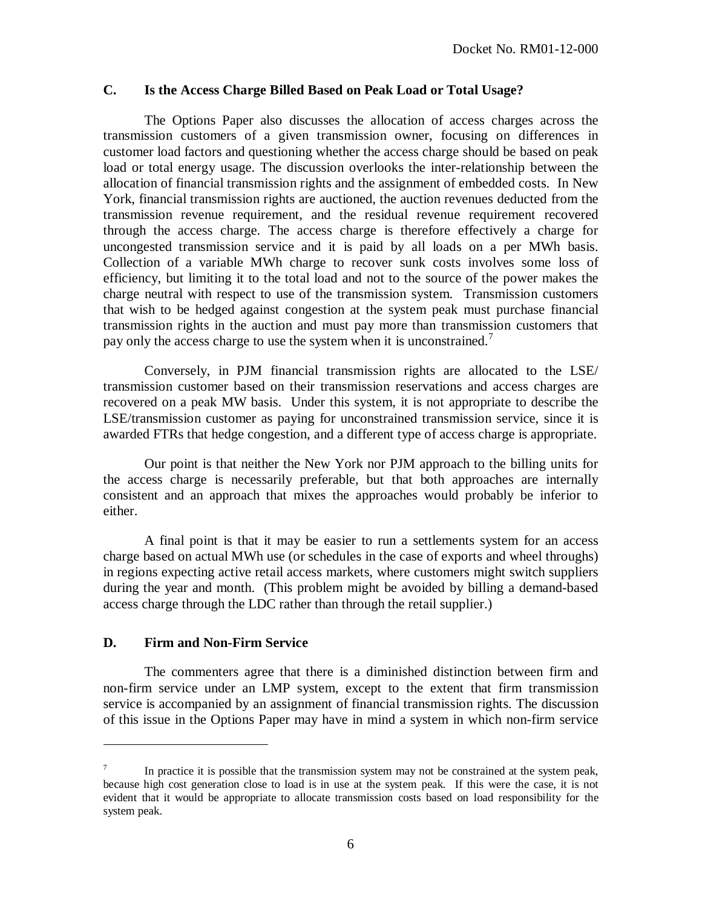### C. Is the Access Charge Billed Based on Peak Load or Total Usage?

The Options Paper also discusses the allocation of access charges across the transmission customers of a given transmission owner, focusing on differences in customer load factors and questioning whether the access charge should be based on peak load or total energy usage. The discussion overlooks the inter-relationship between the allocation of financial transmission rights and the assignment of embedded costs. In New York, financial transmission rights are auctioned, the auction revenues deducted from the transmission revenue requirement, and the residual revenue requirement recovered through the access charge. The access charge is therefore effectively a charge for uncongested transmission service and it is paid by all loads on a per MWh basis. Collection of a variable MWh charge to recover sunk costs involves some loss of efficiency, but limiting it to the total load and not to the source of the power makes the charge neutral with respect to use of the transmission system. Transmission customers that wish to be hedged against congestion at the system peak must purchase financial transmission rights in the auction and must pay more than transmission customers that pay only the access charge to use the system when it is unconstrained.[7]

Conversely, in PJM financial transmission rights are allocated to the LSE/ transmission customer based on their transmission reservations and access charges are recovered on a peak MW basis. Under this system, it is not appropriate to describe the LSE/transmission customer as paying for unconstrained transmission service, since it is awarded FTRs that hedge congestion, and a different type of access charge is appropriate.

Our point is that neither the New York nor PJM approach to the billing units for the access charge is necessarily preferable, but that both approaches are internally consistent and an approach that mixes the approaches would probably be inferior to either.

A final point is that it may be easier to run a settlements system for an access charge based on actual MWh use (or schedules in the case of exports and wheel throughs) in regions expecting active retail access markets, where customers might switch suppliers during the year and month. (This problem might be avoided by billing a demand-based access charge through the LDC rather than through the retail supplier.)

### D. Firm and Non-Firm Service

The commenters agree that there is a diminished distinction between firm and non-firm service under an LMP system, except to the extent that firm transmission service is accompanied by an assignment of financial transmission rights. The discussion of this issue in the Options Paper may have in mind a system in which non-firm service

---

[7] In practice it is possible that the transmission system may not be constrained at the system peak, because high cost generation close to load is in use at the system peak. If this were the case, it is not evident that it would be appropriate to allocate transmission costs based on load responsibility for the system peak.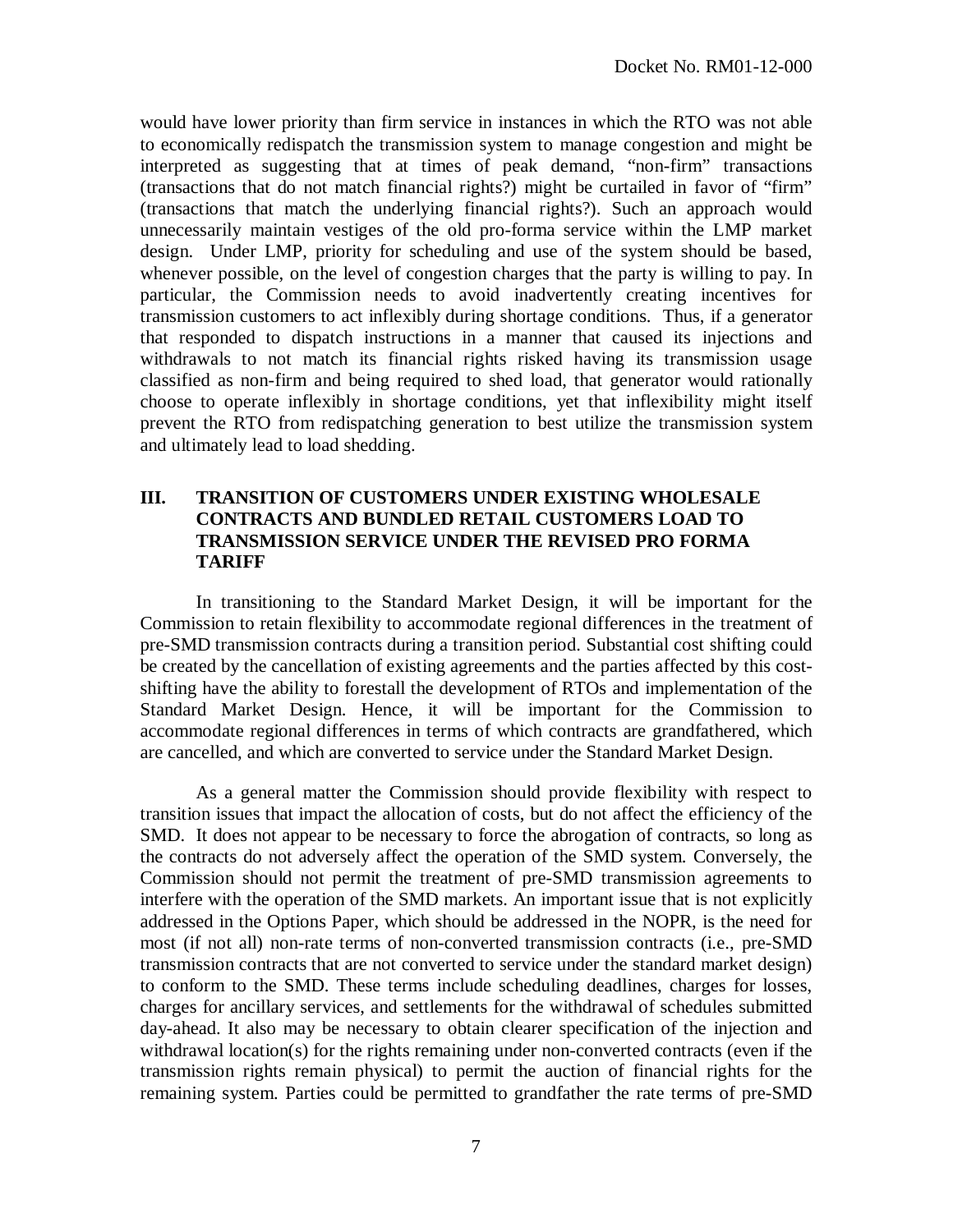would have lower priority than firm service in instances in which the RTO was not able to economically redispatch the transmission system to manage congestion and might be interpreted as suggesting that at times of peak demand, "non-firm" transactions (transactions that do not match financial rights?) might be curtailed in favor of "firm" (transactions that match the underlying financial rights?). Such an approach would unnecessarily maintain vestiges of the old pro-forma service within the LMP market design. Under LMP, priority for scheduling and use of the system should be based, whenever possible, on the level of congestion charges that the party is willing to pay. In particular, the Commission needs to avoid inadvertently creating incentives for transmission customers to act inflexibly during shortage conditions. Thus, if a generator that responded to dispatch instructions in a manner that caused its injections and withdrawals to not match its financial rights risked having its transmission usage classified as non-firm and being required to shed load, that generator would rationally choose to operate inflexibly in shortage conditions, yet that inflexibility might itself prevent the RTO from redispatching generation to best utilize the transmission system and ultimately lead to load shedding.

## III. TRANSITION OF CUSTOMERS UNDER EXISTING WHOLESALE CONTRACTS AND BUNDLED RETAIL CUSTOMERS LOAD TO TRANSMISSION SERVICE UNDER THE REVISED PRO FORMA TARIFF

In transitioning to the Standard Market Design, it will be important for the Commission to retain flexibility to accommodate regional differences in the treatment of pre-SMD transmission contracts during a transition period. Substantial cost shifting could be created by the cancellation of existing agreements and the parties affected by this cost-shifting have the ability to forestall the development of RTOs and implementation of the Standard Market Design. Hence, it will be important for the Commission to accommodate regional differences in terms of which contracts are grandfathered, which are cancelled, and which are converted to service under the Standard Market Design.

As a general matter the Commission should provide flexibility with respect to transition issues that impact the allocation of costs, but do not affect the efficiency of the SMD. It does not appear to be necessary to force the abrogation of contracts, so long as the contracts do not adversely affect the operation of the SMD system. Conversely, the Commission should not permit the treatment of pre-SMD transmission agreements to interfere with the operation of the SMD markets. An important issue that is not explicitly addressed in the Options Paper, which should be addressed in the NOPR, is the need for most (if not all) non-rate terms of non-converted transmission contracts (i.e., pre-SMD transmission contracts that are not converted to service under the standard market design) to conform to the SMD. These terms include scheduling deadlines, charges for losses, charges for ancillary services, and settlements for the withdrawal of schedules submitted day-ahead. It also may be necessary to obtain clearer specification of the injection and withdrawal location(s) for the rights remaining under non-converted contracts (even if the transmission rights remain physical) to permit the auction of financial rights for the remaining system. Parties could be permitted to grandfather the rate terms of pre-SMD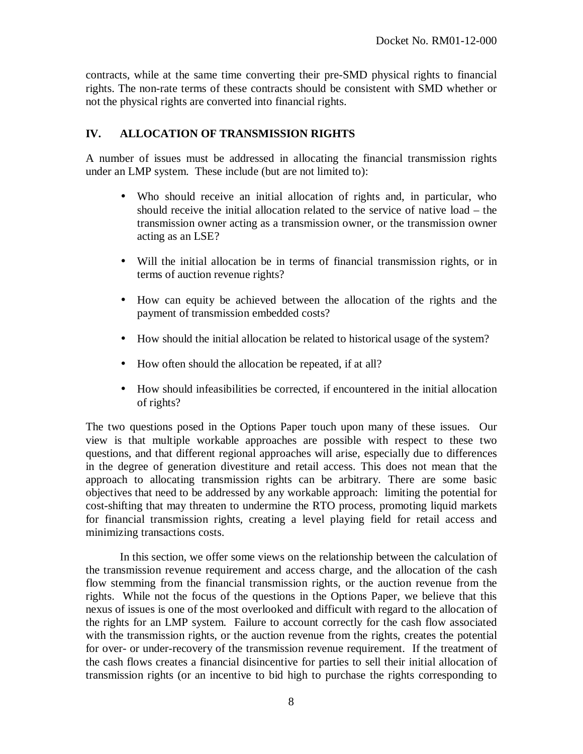contracts, while at the same time converting their pre-SMD physical rights to financial rights. The non-rate terms of these contracts should be consistent with SMD whether or not the physical rights are converted into financial rights.

## IV. ALLOCATION OF TRANSMISSION RIGHTS

A number of issues must be addressed in allocating the financial transmission rights under an LMP system. These include (but are not limited to):

- Who should receive an initial allocation of rights and, in particular, who should receive the initial allocation related to the service of native load – the transmission owner acting as a transmission owner, or the transmission owner acting as an LSE?
- Will the initial allocation be in terms of financial transmission rights, or in terms of auction revenue rights?
- How can equity be achieved between the allocation of the rights and the payment of transmission embedded costs?
- How should the initial allocation be related to historical usage of the system?
- How often should the allocation be repeated, if at all?
- How should infeasibilities be corrected, if encountered in the initial allocation of rights?

The two questions posed in the Options Paper touch upon many of these issues. Our view is that multiple workable approaches are possible with respect to these two questions, and that different regional approaches will arise, especially due to differences in the degree of generation divestiture and retail access. This does not mean that the approach to allocating transmission rights can be arbitrary. There are some basic objectives that need to be addressed by any workable approach: limiting the potential for cost-shifting that may threaten to undermine the RTO process, promoting liquid markets for financial transmission rights, creating a level playing field for retail access and minimizing transactions costs.

In this section, we offer some views on the relationship between the calculation of the transmission revenue requirement and access charge, and the allocation of the cash flow stemming from the financial transmission rights, or the auction revenue from the rights. While not the focus of the questions in the Options Paper, we believe that this nexus of issues is one of the most overlooked and difficult with regard to the allocation of the rights for an LMP system. Failure to account correctly for the cash flow associated with the transmission rights, or the auction revenue from the rights, creates the potential for over- or under-recovery of the transmission revenue requirement. If the treatment of the cash flows creates a financial disincentive for parties to sell their initial allocation of transmission rights (or an incentive to bid high to purchase the rights corresponding to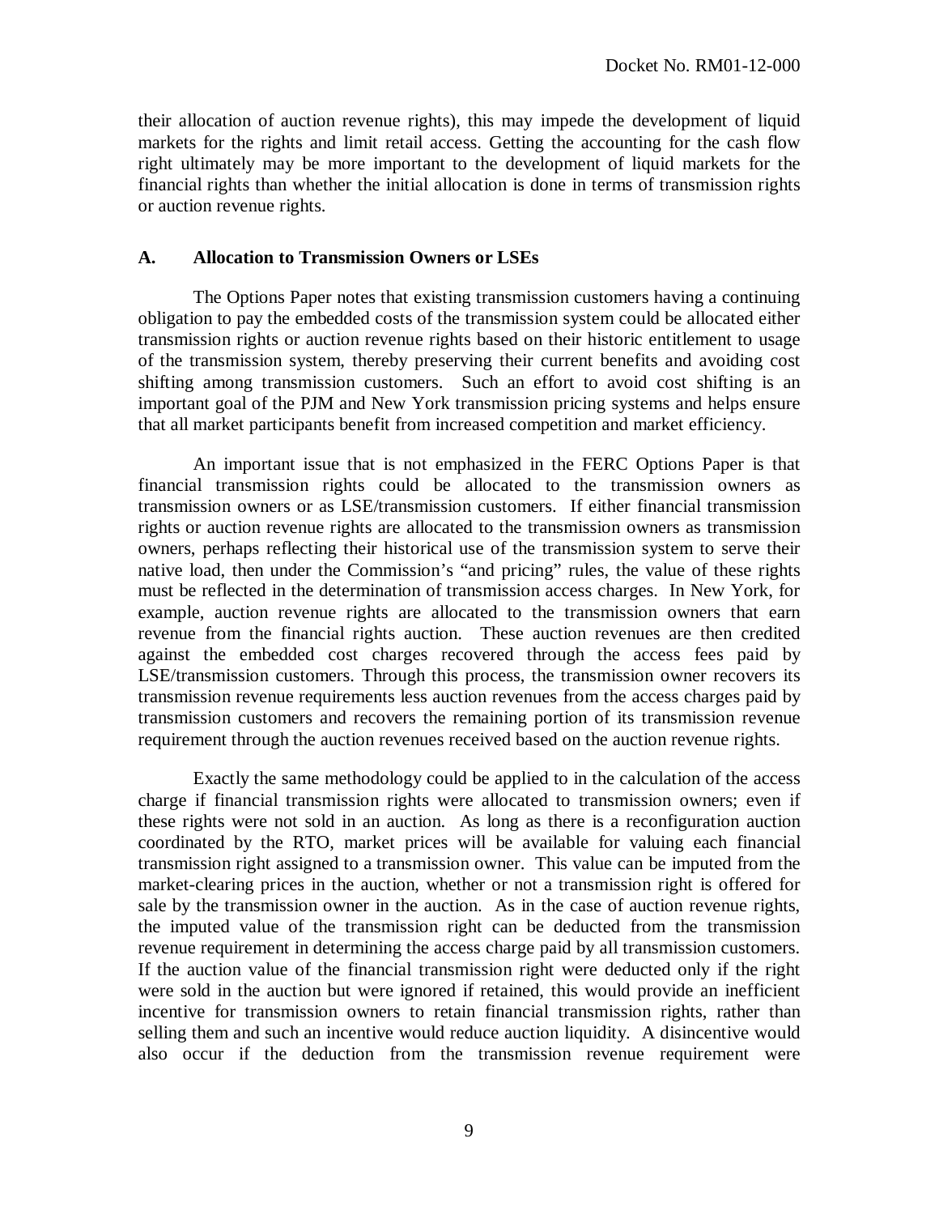their allocation of auction revenue rights), this may impede the development of liquid markets for the rights and limit retail access. Getting the accounting for the cash flow right ultimately may be more important to the development of liquid markets for the financial rights than whether the initial allocation is done in terms of transmission rights or auction revenue rights.

## A. Allocation to Transmission Owners or LSEs

The Options Paper notes that existing transmission customers having a continuing obligation to pay the embedded costs of the transmission system could be allocated either transmission rights or auction revenue rights based on their historic entitlement to usage of the transmission system, thereby preserving their current benefits and avoiding cost shifting among transmission customers. Such an effort to avoid cost shifting is an important goal of the PJM and New York transmission pricing systems and helps ensure that all market participants benefit from increased competition and market efficiency.

An important issue that is not emphasized in the FERC Options Paper is that financial transmission rights could be allocated to the transmission owners as transmission owners or as LSE/transmission customers. If either financial transmission rights or auction revenue rights are allocated to the transmission owners as transmission owners, perhaps reflecting their historical use of the transmission system to serve their native load, then under the Commission's "and pricing" rules, the value of these rights must be reflected in the determination of transmission access charges. In New York, for example, auction revenue rights are allocated to the transmission owners that earn revenue from the financial rights auction. These auction revenues are then credited against the embedded cost charges recovered through the access fees paid by LSE/transmission customers. Through this process, the transmission owner recovers its transmission revenue requirements less auction revenues from the access charges paid by transmission customers and recovers the remaining portion of its transmission revenue requirement through the auction revenues received based on the auction revenue rights.

Exactly the same methodology could be applied to in the calculation of the access charge if financial transmission rights were allocated to transmission owners; even if these rights were not sold in an auction. As long as there is a reconfiguration auction coordinated by the RTO, market prices will be available for valuing each financial transmission right assigned to a transmission owner. This value can be imputed from the market-clearing prices in the auction, whether or not a transmission right is offered for sale by the transmission owner in the auction. As in the case of auction revenue rights, the imputed value of the transmission right can be deducted from the transmission revenue requirement in determining the access charge paid by all transmission customers. If the auction value of the financial transmission right were deducted only if the right were sold in the auction but were ignored if retained, this would provide an inefficient incentive for transmission owners to retain financial transmission rights, rather than selling them and such an incentive would reduce auction liquidity. A disincentive would also occur if the deduction from the transmission revenue requirement were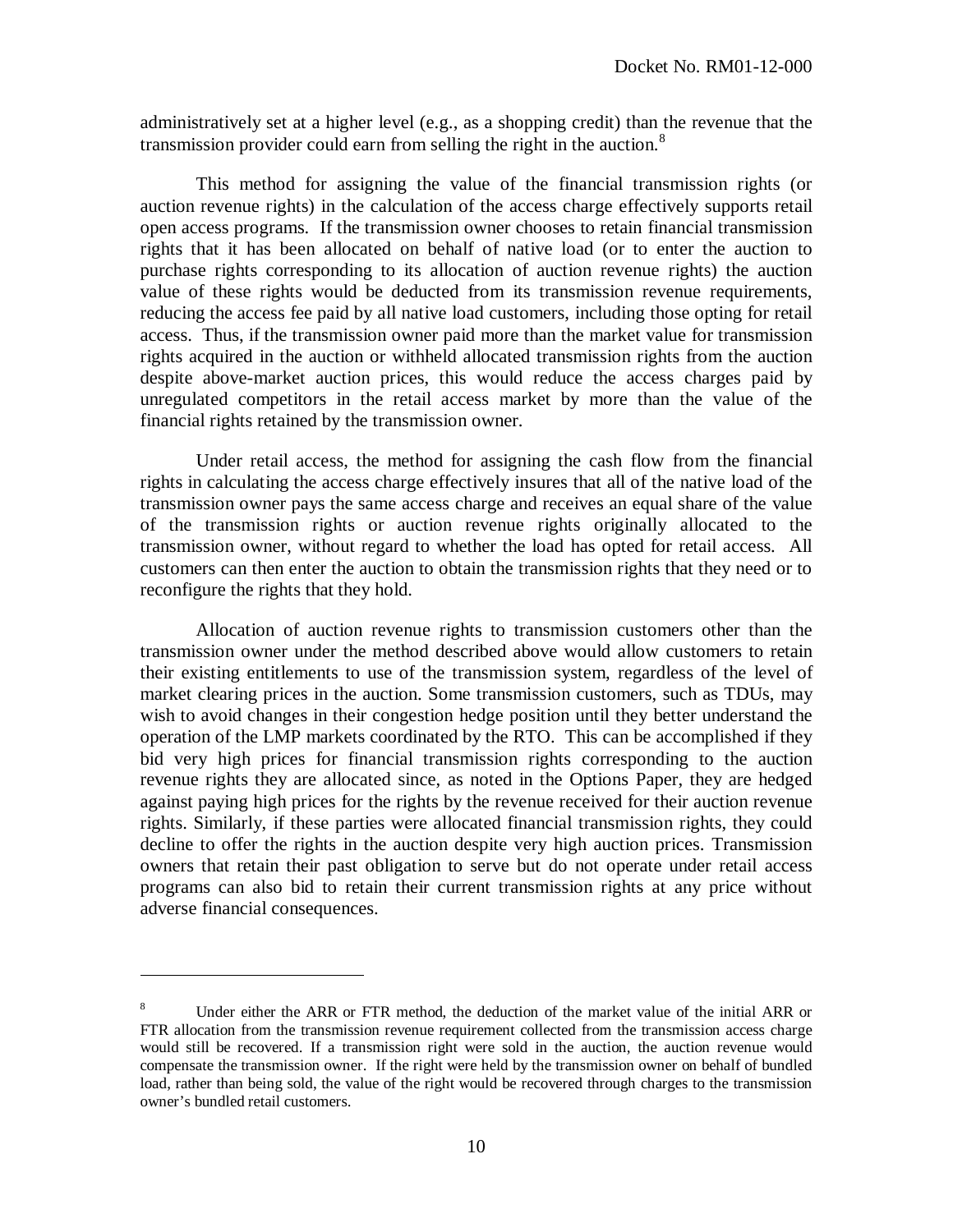administratively set at a higher level (e.g., as a shopping credit) than the revenue that the transmission provider could earn from selling the right in the auction.[8]

This method for assigning the value of the financial transmission rights (or auction revenue rights) in the calculation of the access charge effectively supports retail open access programs. If the transmission owner chooses to retain financial transmission rights that it has been allocated on behalf of native load (or to enter the auction to purchase rights corresponding to its allocation of auction revenue rights) the auction value of these rights would be deducted from its transmission revenue requirements, reducing the access fee paid by all native load customers, including those opting for retail access. Thus, if the transmission owner paid more than the market value for transmission rights acquired in the auction or withheld allocated transmission rights from the auction despite above-market auction prices, this would reduce the access charges paid by unregulated competitors in the retail access market by more than the value of the financial rights retained by the transmission owner.

Under retail access, the method for assigning the cash flow from the financial rights in calculating the access charge effectively insures that all of the native load of the transmission owner pays the same access charge and receives an equal share of the value of the transmission rights or auction revenue rights originally allocated to the transmission owner, without regard to whether the load has opted for retail access. All customers can then enter the auction to obtain the transmission rights that they need or to reconfigure the rights that they hold.

Allocation of auction revenue rights to transmission customers other than the transmission owner under the method described above would allow customers to retain their existing entitlements to use of the transmission system, regardless of the level of market clearing prices in the auction. Some transmission customers, such as TDUs, may wish to avoid changes in their congestion hedge position until they better understand the operation of the LMP markets coordinated by the RTO. This can be accomplished if they bid very high prices for financial transmission rights corresponding to the auction revenue rights they are allocated since, as noted in the Options Paper, they are hedged against paying high prices for the rights by the revenue received for their auction revenue rights. Similarly, if these parties were allocated financial transmission rights, they could decline to offer the rights in the auction despite very high auction prices. Transmission owners that retain their past obligation to serve but do not operate under retail access programs can also bid to retain their current transmission rights at any price without adverse financial consequences.

---

[8] Under either the ARR or FTR method, the deduction of the market value of the initial ARR or FTR allocation from the transmission revenue requirement collected from the transmission access charge would still be recovered. If a transmission right were sold in the auction, the auction revenue would compensate the transmission owner. If the right were held by the transmission owner on behalf of bundled load, rather than being sold, the value of the right would be recovered through charges to the transmission owner's bundled retail customers.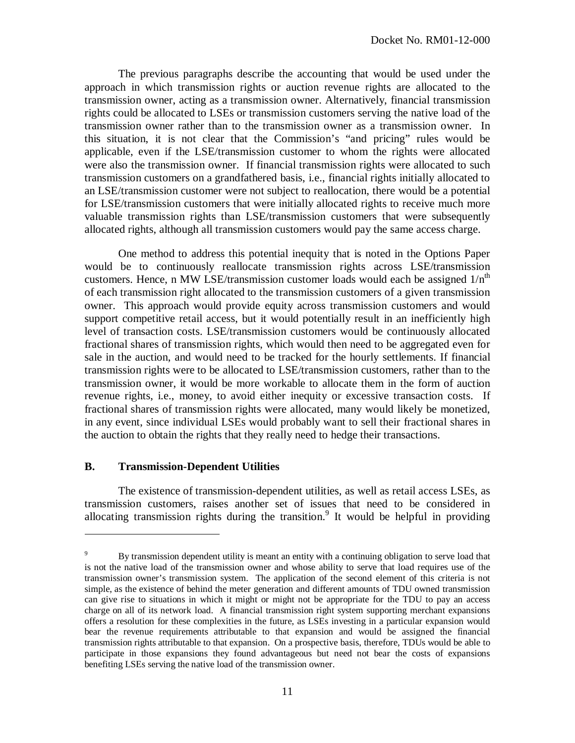The previous paragraphs describe the accounting that would be used under the approach in which transmission rights or auction revenue rights are allocated to the transmission owner, acting as a transmission owner. Alternatively, financial transmission rights could be allocated to LSEs or transmission customers serving the native load of the transmission owner rather than to the transmission owner as a transmission owner. In this situation, it is not clear that the Commission's "and pricing" rules would be applicable, even if the LSE/transmission customer to whom the rights were allocated were also the transmission owner. If financial transmission rights were allocated to such transmission customers on a grandfathered basis, i.e., financial rights initially allocated to an LSE/transmission customer were not subject to reallocation, there would be a potential for LSE/transmission customers that were initially allocated rights to receive much more valuable transmission rights than LSE/transmission customers that were subsequently allocated rights, although all transmission customers would pay the same access charge.

One method to address this potential inequity that is noted in the Options Paper would be to continuously reallocate transmission rights across LSE/transmission customers. Hence, n MW LSE/transmission customer loads would each be assigned $1/n^{th}$ of each transmission right allocated to the transmission customers of a given transmission owner. This approach would provide equity across transmission customers and would support competitive retail access, but it would potentially result in an inefficiently high level of transaction costs. LSE/transmission customers would be continuously allocated fractional shares of transmission rights, which would then need to be aggregated even for sale in the auction, and would need to be tracked for the hourly settlements. If financial transmission rights were to be allocated to LSE/transmission customers, rather than to the transmission owner, it would be more workable to allocate them in the form of auction revenue rights, i.e., money, to avoid either inequity or excessive transaction costs. If fractional shares of transmission rights were allocated, many would likely be monetized, in any event, since individual LSEs would probably want to sell their fractional shares in the auction to obtain the rights that they really need to hedge their transactions.

## B. Transmission-Dependent Utilities

The existence of transmission-dependent utilities, as well as retail access LSEs, as transmission customers, raises another set of issues that need to be considered in allocating transmission rights during the transition.[9] It would be helpful in providing

---

[9] By transmission dependent utility is meant an entity with a continuing obligation to serve load that is not the native load of the transmission owner and whose ability to serve that load requires use of the transmission owner's transmission system. The application of the second element of this criteria is not simple, as the existence of behind the meter generation and different amounts of TDU owned transmission can give rise to situations in which it might or might not be appropriate for the TDU to pay an access charge on all of its network load. A financial transmission right system supporting merchant expansions offers a resolution for these complexities in the future, as LSEs investing in a particular expansion would bear the revenue requirements attributable to that expansion and would be assigned the financial transmission rights attributable to that expansion. On a prospective basis, therefore, TDUs would be able to participate in those expansions they found advantageous but need not bear the costs of expansions benefiting LSEs serving the native load of the transmission owner.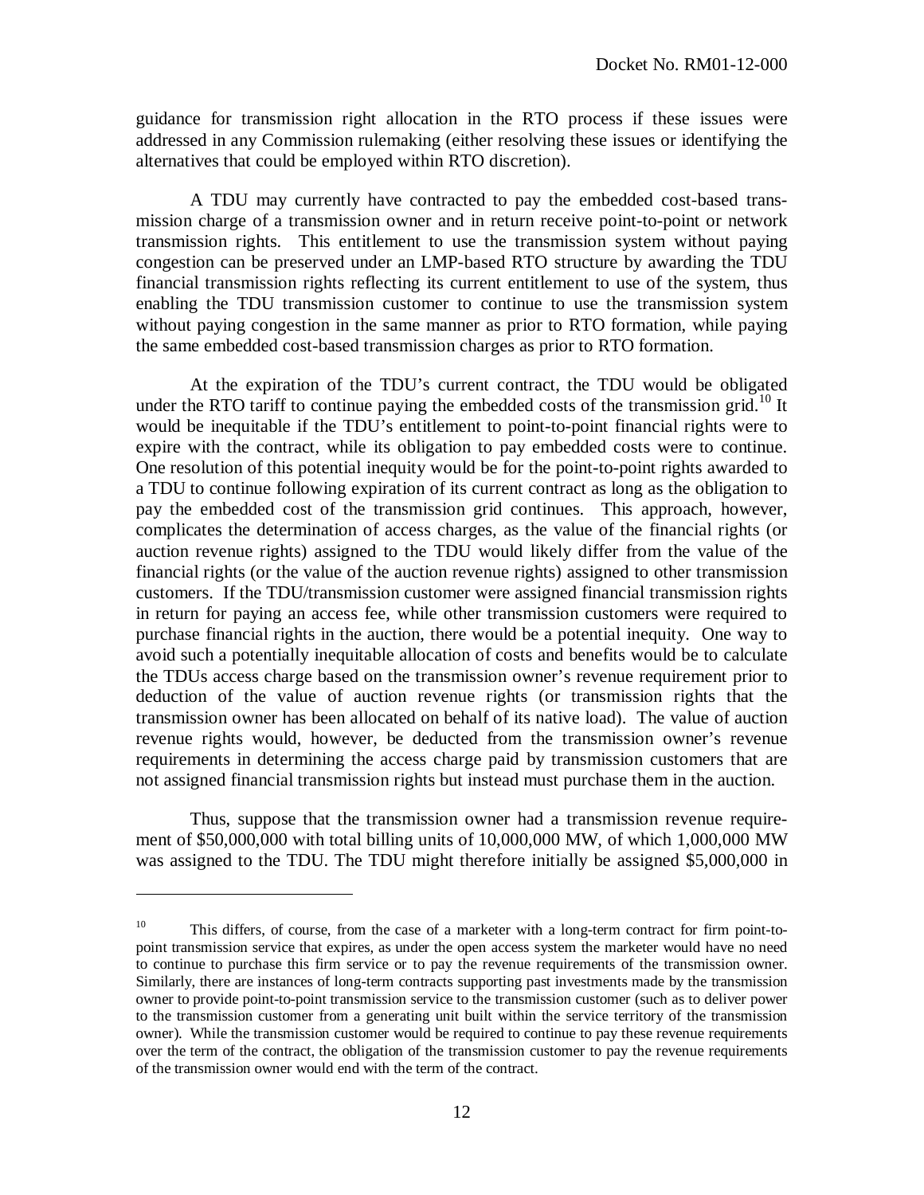guidance for transmission right allocation in the RTO process if these issues were addressed in any Commission rulemaking (either resolving these issues or identifying the alternatives that could be employed within RTO discretion).

A TDU may currently have contracted to pay the embedded cost-based transmission charge of a transmission owner and in return receive point-to-point or network transmission rights. This entitlement to use the transmission system without paying congestion can be preserved under an LMP-based RTO structure by awarding the TDU financial transmission rights reflecting its current entitlement to use of the system, thus enabling the TDU transmission customer to continue to use the transmission system without paying congestion in the same manner as prior to RTO formation, while paying the same embedded cost-based transmission charges as prior to RTO formation.

At the expiration of the TDU's current contract, the TDU would be obligated under the RTO tariff to continue paying the embedded costs of the transmission grid.[10] It would be inequitable if the TDU's entitlement to point-to-point financial rights were to expire with the contract, while its obligation to pay embedded costs were to continue. One resolution of this potential inequity would be for the point-to-point rights awarded to a TDU to continue following expiration of its current contract as long as the obligation to pay the embedded cost of the transmission grid continues. This approach, however, complicates the determination of access charges, as the value of the financial rights (or auction revenue rights) assigned to the TDU would likely differ from the value of the financial rights (or the value of the auction revenue rights) assigned to other transmission customers. If the TDU/transmission customer were assigned financial transmission rights in return for paying an access fee, while other transmission customers were required to purchase financial rights in the auction, there would be a potential inequity. One way to avoid such a potentially inequitable allocation of costs and benefits would be to calculate the TDUs access charge based on the transmission owner's revenue requirement prior to deduction of the value of auction revenue rights (or transmission rights that the transmission owner has been allocated on behalf of its native load). The value of auction revenue rights would, however, be deducted from the transmission owner's revenue requirements in determining the access charge paid by transmission customers that are not assigned financial transmission rights but instead must purchase them in the auction.

Thus, suppose that the transmission owner had a transmission revenue requirement of $50,000,000 with total billing units of 10,000,000 MW, of which 1,000,000 MW was assigned to the TDU. The TDU might therefore initially be assigned $5,000,000 in

---

[10] This differs, of course, from the case of a marketer with a long-term contract for firm point-to-point transmission service that expires, as under the open access system the marketer would have no need to continue to purchase this firm service or to pay the revenue requirements of the transmission owner. Similarly, there are instances of long-term contracts supporting past investments made by the transmission owner to provide point-to-point transmission service to the transmission customer (such as to deliver power to the transmission customer from a generating unit built within the service territory of the transmission owner). While the transmission customer would be required to continue to pay these revenue requirements over the term of the contract, the obligation of the transmission customer to pay the revenue requirements of the transmission owner would end with the term of the contract.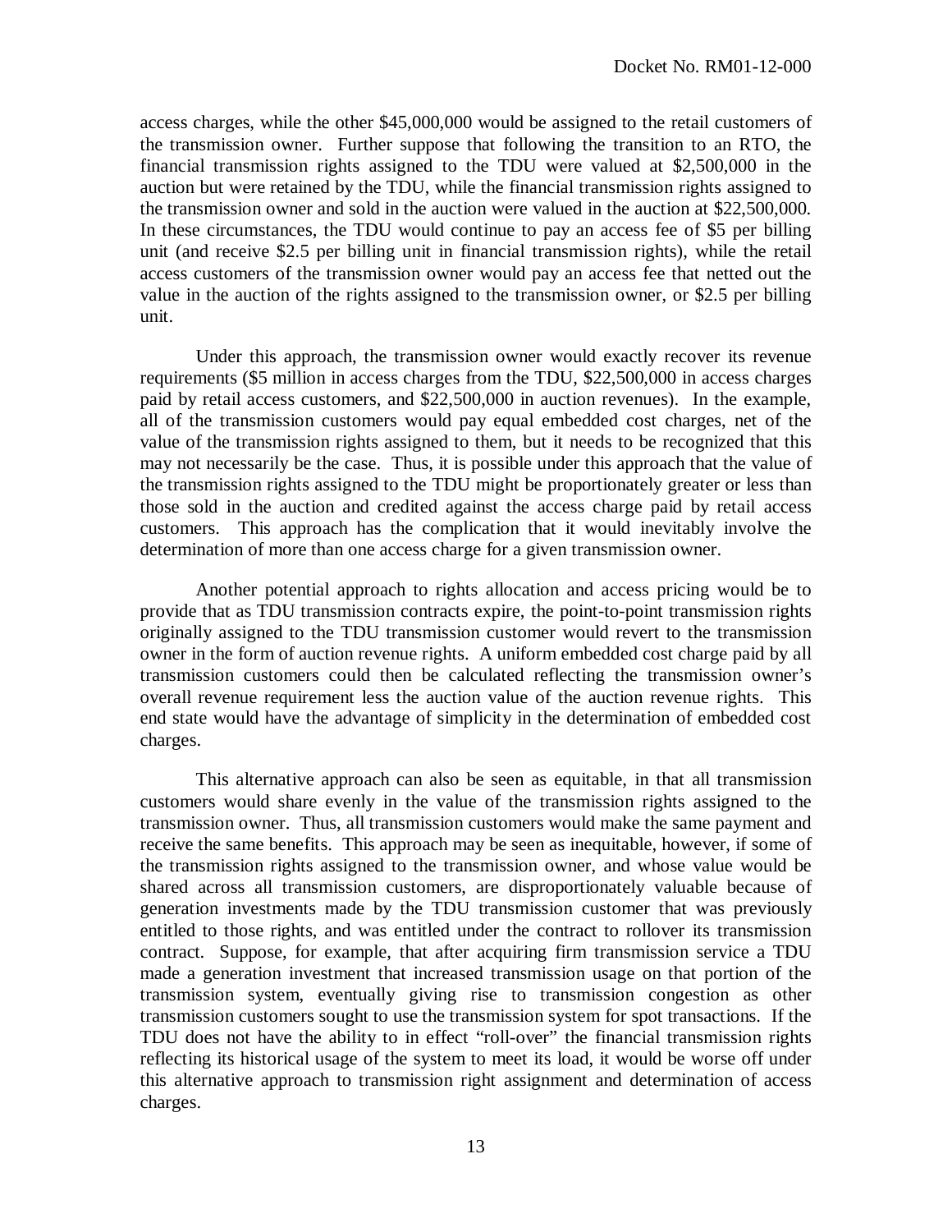access charges, while the other $45,000,000 would be assigned to the retail customers of the transmission owner. Further suppose that following the transition to an RTO, the financial transmission rights assigned to the TDU were valued at $2,500,000 in the auction but were retained by the TDU, while the financial transmission rights assigned to the transmission owner and sold in the auction were valued in the auction at $22,500,000. In these circumstances, the TDU would continue to pay an access fee of $5 per billing unit (and receive $2.5 per billing unit in financial transmission rights), while the retail access customers of the transmission owner would pay an access fee that netted out the value in the auction of the rights assigned to the transmission owner, or $2.5 per billing unit.

Under this approach, the transmission owner would exactly recover its revenue requirements ($5 million in access charges from the TDU, $22,500,000 in access charges paid by retail access customers, and $22,500,000 in auction revenues). In the example, all of the transmission customers would pay equal embedded cost charges, net of the value of the transmission rights assigned to them, but it needs to be recognized that this may not necessarily be the case. Thus, it is possible under this approach that the value of the transmission rights assigned to the TDU might be proportionately greater or less than those sold in the auction and credited against the access charge paid by retail access customers. This approach has the complication that it would inevitably involve the determination of more than one access charge for a given transmission owner.

Another potential approach to rights allocation and access pricing would be to provide that as TDU transmission contracts expire, the point-to-point transmission rights originally assigned to the TDU transmission customer would revert to the transmission owner in the form of auction revenue rights. A uniform embedded cost charge paid by all transmission customers could then be calculated reflecting the transmission owner's overall revenue requirement less the auction value of the auction revenue rights. This end state would have the advantage of simplicity in the determination of embedded cost charges.

This alternative approach can also be seen as equitable, in that all transmission customers would share evenly in the value of the transmission rights assigned to the transmission owner. Thus, all transmission customers would make the same payment and receive the same benefits. This approach may be seen as inequitable, however, if some of the transmission rights assigned to the transmission owner, and whose value would be shared across all transmission customers, are disproportionately valuable because of generation investments made by the TDU transmission customer that was previously entitled to those rights, and was entitled under the contract to rollover its transmission contract. Suppose, for example, that after acquiring firm transmission service a TDU made a generation investment that increased transmission usage on that portion of the transmission system, eventually giving rise to transmission congestion as other transmission customers sought to use the transmission system for spot transactions. If the TDU does not have the ability to in effect "roll-over" the financial transmission rights reflecting its historical usage of the system to meet its load, it would be worse off under this alternative approach to transmission right assignment and determination of access charges.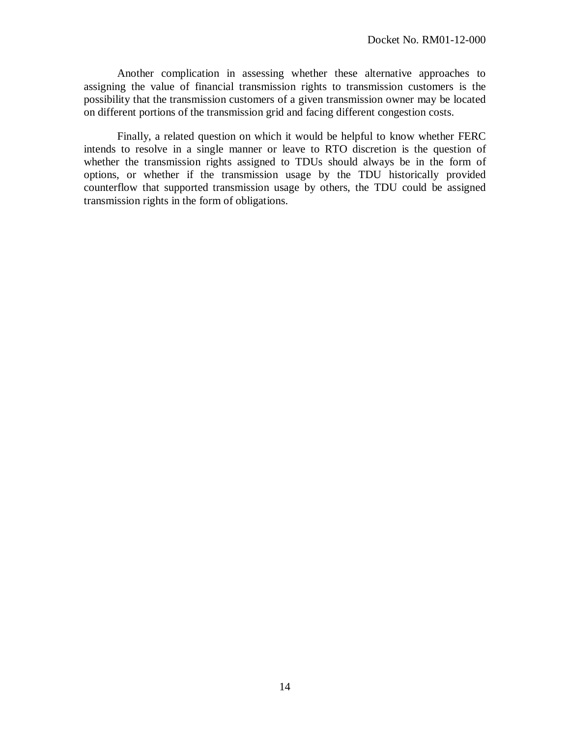Another complication in assessing whether these alternative approaches to assigning the value of financial transmission rights to transmission customers is the possibility that the transmission customers of a given transmission owner may be located on different portions of the transmission grid and facing different congestion costs.

Finally, a related question on which it would be helpful to know whether FERC intends to resolve in a single manner or leave to RTO discretion is the question of whether the transmission rights assigned to TDUs should always be in the form of options, or whether if the transmission usage by the TDU historically provided counterflow that supported transmission usage by others, the TDU could be assigned transmission rights in the form of obligations.